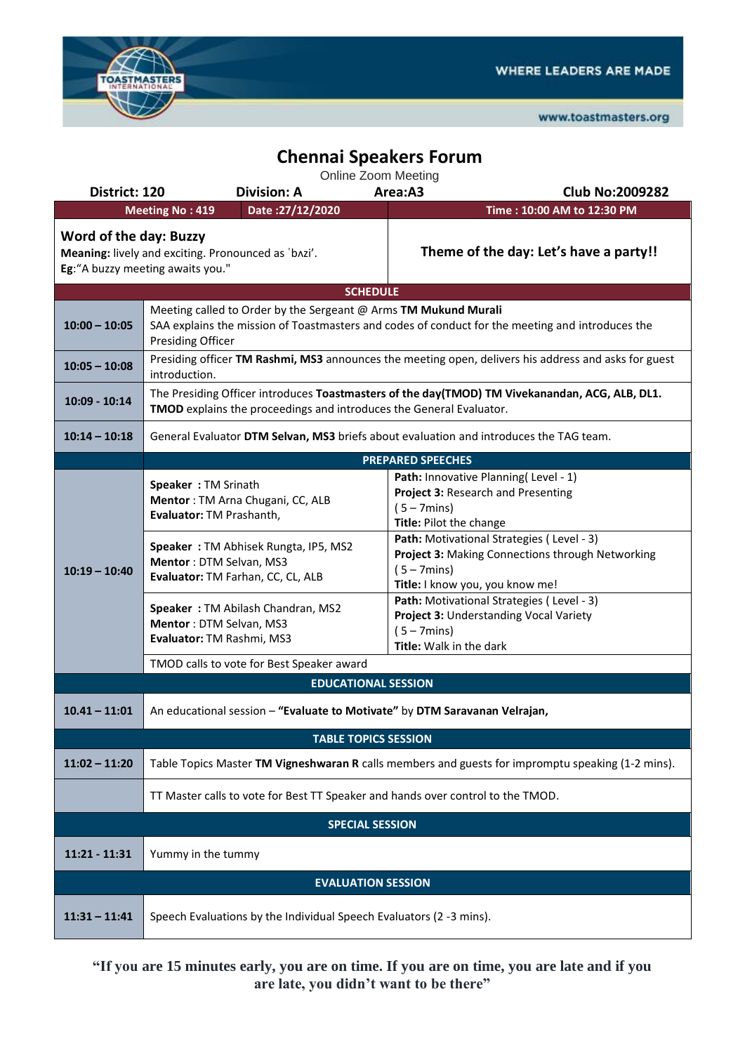WHERE LEADERS ARE MADE

www.toastmasters.org

# Chennai Speakers Forum

Online Zoom Meeting

| District: 120 | Division: A | Area:A3 | Club No:2009282 |
|---|---|---|---|
| Meeting No : 419 | Date :27/12/2020 | Time : 10:00 AM to 12:30 PM | |

**Word of the day: Buzzy**
**Meaning:** lively and exciting. Pronounced as ˈbʌzi'.
**Eg**:"A buzzy meeting awaits you."

**Theme of the day: Let's have a party!!**

| SCHEDULE | | |
|---|---|---|
| **10:00 – 10:05** | Meeting called to Order by the Sergeant @ Arms **TM Mukund Murali** SAA explains the mission of Toastmasters and codes of conduct for the meeting and introduces the Presiding Officer | |
| **10:05 – 10:08** | Presiding officer **TM Rashmi, MS3** announces the meeting open, delivers his address and asks for guest introduction. | |
| **10:09 - 10:14** | The Presiding Officer introduces **Toastmasters of the day(TMOD) TM Vivekanandan, ACG, ALB, DL1.** **TMOD** explains the proceedings and introduces the General Evaluator. | |
| **10:14 – 10:18** | General Evaluator **DTM Selvan, MS3** briefs about evaluation and introduces the TAG team. | |
| | **PREPARED SPEECHES** | |
| **10:19 – 10:40** | **Speaker :** TM Srinath<br>**Mentor** : TM Arna Chugani, CC, ALB<br>**Evaluator:** TM Prashanth, | **Path:** Innovative Planning( Level - 1)<br>**Project 3:** Research and Presenting<br>( 5 – 7mins)<br>**Title:** Pilot the change |
| | **Speaker :** TM Abhisek Rungta, IP5, MS2<br>**Mentor** : DTM Selvan, MS3<br>**Evaluator:** TM Farhan, CC, CL, ALB | **Path:** Motivational Strategies ( Level - 3)<br>**Project 3:** Making Connections through Networking<br>( 5 – 7mins)<br>**Title:** I know you, you know me! |
| | **Speaker :** TM Abilash Chandran, MS2<br>**Mentor** : DTM Selvan, MS3<br>**Evaluator:** TM Rashmi, MS3 | **Path:** Motivational Strategies ( Level - 3)<br>**Project 3:** Understanding Vocal Variety<br>( 5 – 7mins)<br>**Title:** Walk in the dark |
| | TMOD calls to vote for Best Speaker award | |
| **EDUCATIONAL SESSION** | | |
| **10.41 – 11:01** | An educational session – **"Evaluate to Motivate"** by **DTM Saravanan Velrajan,** | |
| **TABLE TOPICS SESSION** | | |
| **11:02 – 11:20** | Table Topics Master **TM Vigneshwaran R** calls members and guests for impromptu speaking (1-2 mins). | |
| | TT Master calls to vote for Best TT Speaker and hands over control to the TMOD. | |
| **SPECIAL SESSION** | | |
| **11:21 - 11:31** | Yummy in the tummy | |
| **EVALUATION SESSION** | | |
| **11:31 – 11:41** | Speech Evaluations by the Individual Speech Evaluators (2 -3 mins). | |

**"If you are 15 minutes early, you are on time. If you are on time, you are late and if you are late, you didn't want to be there"**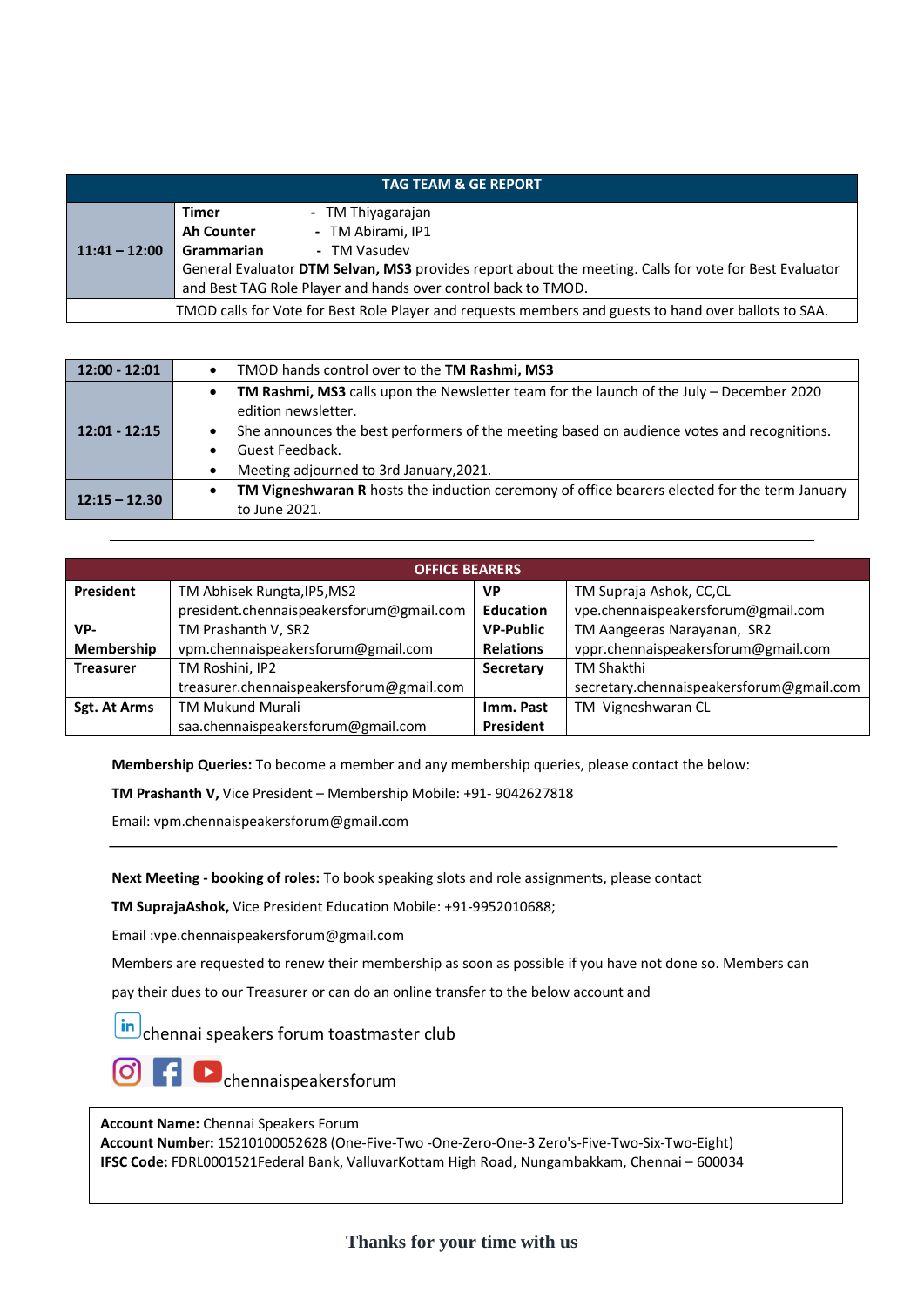| TAG TEAM & GE REPORT | |
|---|---|
| 11:41 – 12:00 | **Timer** - TM Thiyagarajan<br>**Ah Counter** - TM Abirami, IP1<br>**Grammarian** - TM Vasudev<br>General Evaluator **DTM Selvan, MS3** provides report about the meeting. Calls for vote for Best Evaluator and Best TAG Role Player and hands over control back to TMOD. |
| TMOD calls for Vote for Best Role Player and requests members and guests to hand over ballots to SAA. | |

| | |
|---|---|
| **12:00 - 12:01** | • TMOD hands control over to the **TM Rashmi, MS3** |
| **12:01 - 12:15** | • **TM Rashmi, MS3** calls upon the Newsletter team for the launch of the July – December 2020 edition newsletter.<br>• She announces the best performers of the meeting based on audience votes and recognitions.<br>• Guest Feedback.<br>• Meeting adjourned to 3rd January,2021. |
| **12:15 – 12.30** | • **TM Vigneshwaran R** hosts the induction ceremony of office bearers elected for the term January to June 2021. |

---

| OFFICE BEARERS | | | |
|---|---|---|---|
| **President** | TM Abhisek Rungta,IP5,MS2<br>president.chennaispeakersforum@gmail.com | **VP Education** | TM Supraja Ashok, CC,CL<br>vpe.chennaispeakersforum@gmail.com |
| **VP-Membership** | TM Prashanth V, SR2<br>vpm.chennaispeakersforum@gmail.com | **VP-Public Relations** | TM Aangeeras Narayanan, SR2<br>vppr.chennaispeakersforum@gmail.com |
| **Treasurer** | TM Roshini, IP2<br>treasurer.chennaispeakersforum@gmail.com | **Secretary** | TM Shakthi<br>secretary.chennaispeakersforum@gmail.com |
| **Sgt. At Arms** | TM Mukund Murali<br>saa.chennaispeakersforum@gmail.com | **Imm. Past President** | TM Vigneshwaran CL |

**Membership Queries:** To become a member and any membership queries, please contact the below:

**TM Prashanth V,** Vice President – Membership Mobile: +91- 9042627818

Email: vpm.chennaispeakersforum@gmail.com

---

**Next Meeting - booking of roles:** To book speaking slots and role assignments, please contact

**TM SuprajaAshok,** Vice President Education Mobile: +91-9952010688;

Email :vpe.chennaispeakersforum@gmail.com

Members are requested to renew their membership as soon as possible if you have not done so. Members can pay their dues to our Treasurer or can do an online transfer to the below account and

chennai speakers forum toastmaster club

chennaispeakersforum

**Account Name:** Chennai Speakers Forum
**Account Number:** 15210100052628 (One-Five-Two -One-Zero-One-3 Zero's-Five-Two-Six-Two-Eight)
**IFSC Code:** FDRL0001521Federal Bank, ValluvarKottam High Road, Nungambakkam, Chennai – 600034

**Thanks for your time with us**